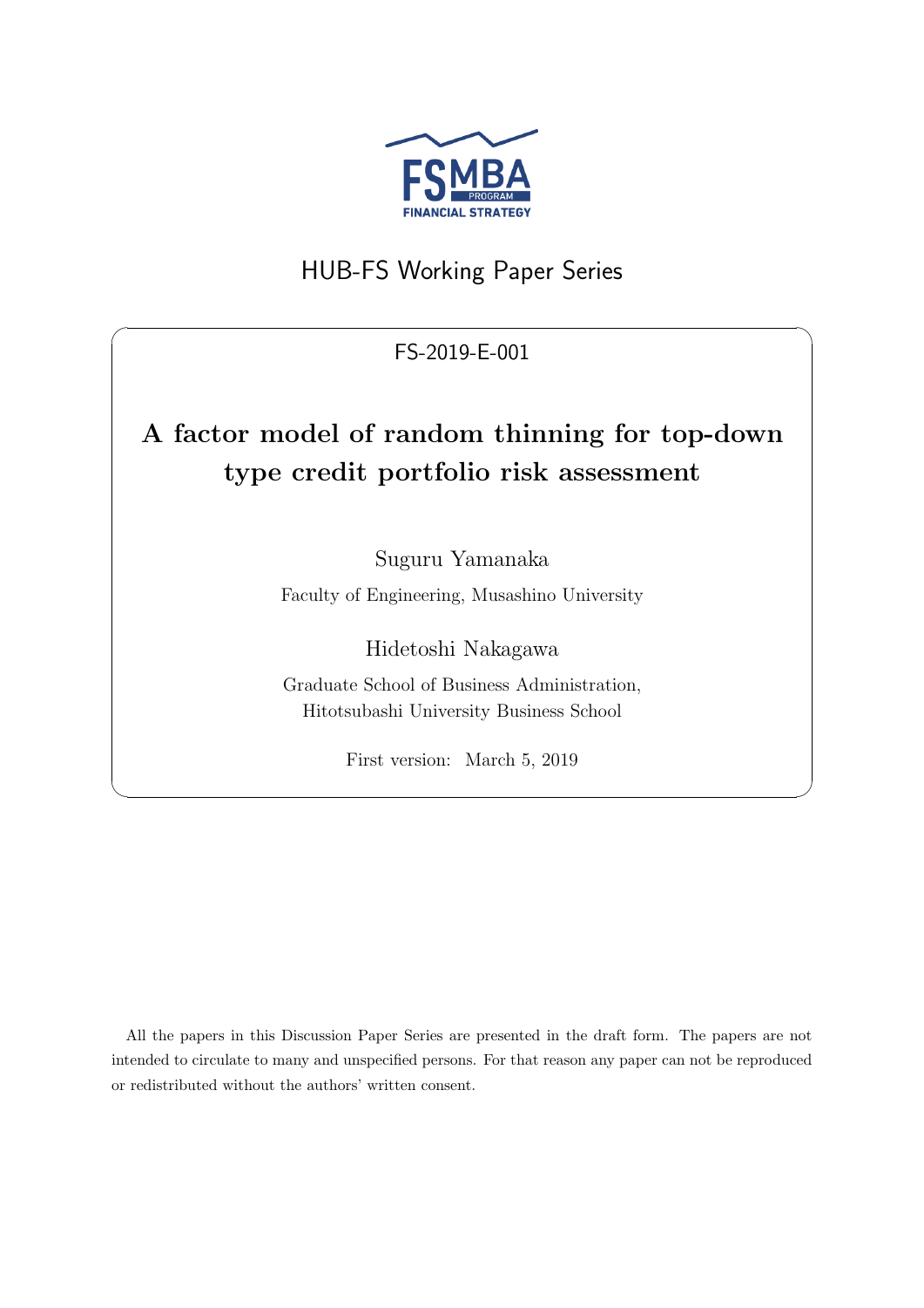FSMBA PROGRAM FINANCIAL STRATEGY

HUB-FS Working Paper Series

FS-2019-E-001

# A factor model of random thinning for top-down type credit portfolio risk assessment

Suguru Yamanaka

Faculty of Engineering, Musashino University

Hidetoshi Nakagawa

Graduate School of Business Administration, Hitotsubashi University Business School

First version: March 5, 2019

All the papers in this Discussion Paper Series are presented in the draft form. The papers are not intended to circulate to many and unspecified persons. For that reason any paper can not be reproduced or redistributed without the authors' written consent.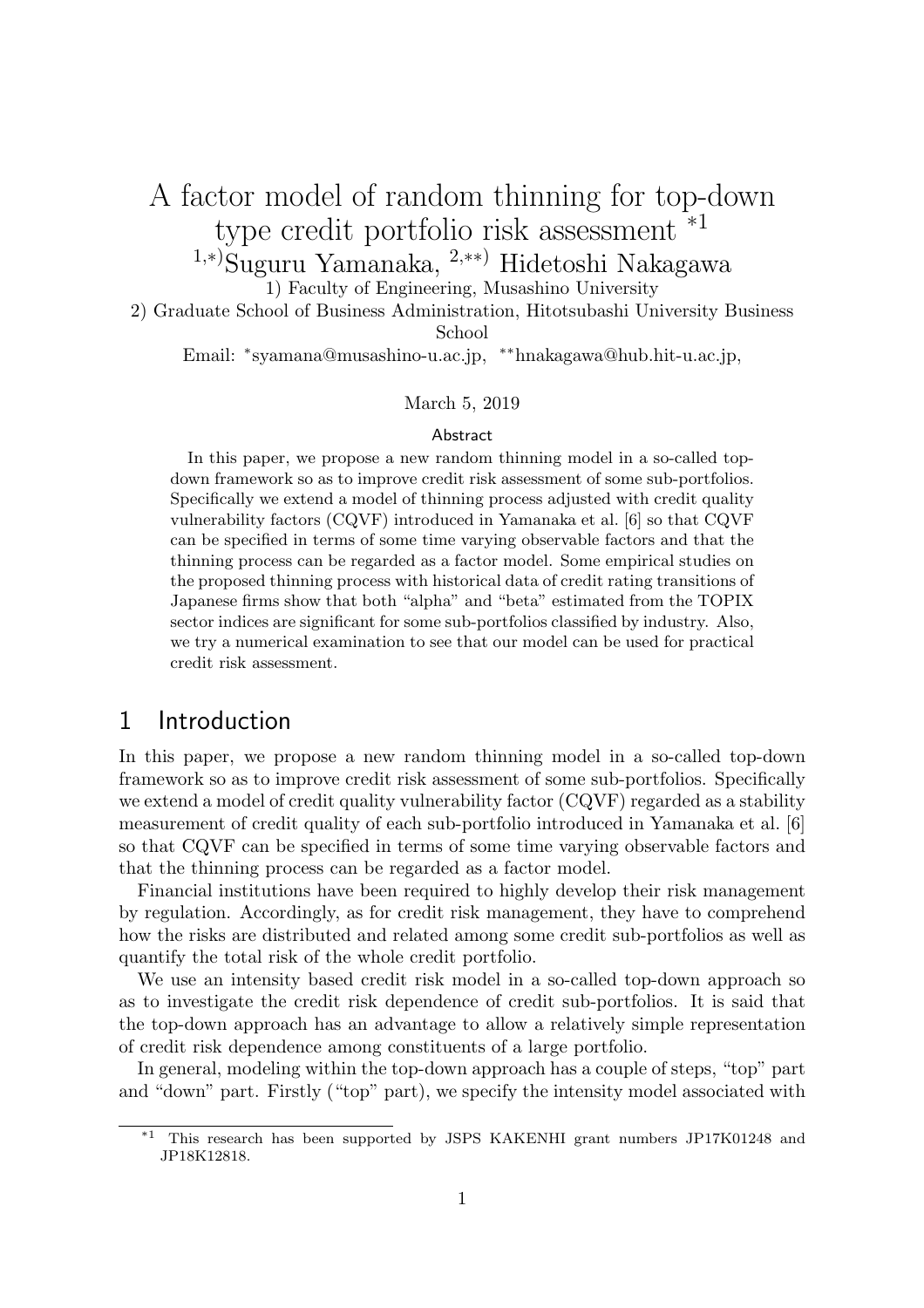# A factor model of random thinning for top-down type credit portfolio risk assessment [*1]

[1,*)]Suguru Yamanaka, [2,**)] Hidetoshi Nakagawa

1) Faculty of Engineering, Musashino University

2) Graduate School of Business Administration, Hitotsubashi University Business School

Email: *syamana@musashino-u.ac.jp, **hnakagawa@hub.hit-u.ac.jp,

March 5, 2019

### Abstract

In this paper, we propose a new random thinning model in a so-called top-down framework so as to improve credit risk assessment of some sub-portfolios. Specifically we extend a model of thinning process adjusted with credit quality vulnerability factors (CQVF) introduced in Yamanaka et al. [6] so that CQVF can be specified in terms of some time varying observable factors and that the thinning process can be regarded as a factor model. Some empirical studies on the proposed thinning process with historical data of credit rating transitions of Japanese firms show that both "alpha" and "beta" estimated from the TOPIX sector indices are significant for some sub-portfolios classified by industry. Also, we try a numerical examination to see that our model can be used for practical credit risk assessment.

## 1 Introduction

In this paper, we propose a new random thinning model in a so-called top-down framework so as to improve credit risk assessment of some sub-portfolios. Specifically we extend a model of credit quality vulnerability factor (CQVF) regarded as a stability measurement of credit quality of each sub-portfolio introduced in Yamanaka et al. [6] so that CQVF can be specified in terms of some time varying observable factors and that the thinning process can be regarded as a factor model.

Financial institutions have been required to highly develop their risk management by regulation. Accordingly, as for credit risk management, they have to comprehend how the risks are distributed and related among some credit sub-portfolios as well as quantify the total risk of the whole credit portfolio.

We use an intensity based credit risk model in a so-called top-down approach so as to investigate the credit risk dependence of credit sub-portfolios. It is said that the top-down approach has an advantage to allow a relatively simple representation of credit risk dependence among constituents of a large portfolio.

In general, modeling within the top-down approach has a couple of steps, "top" part and "down" part. Firstly ("top" part), we specify the intensity model associated with

[*1] This research has been supported by JSPS KAKENHI grant numbers JP17K01248 and JP18K12818.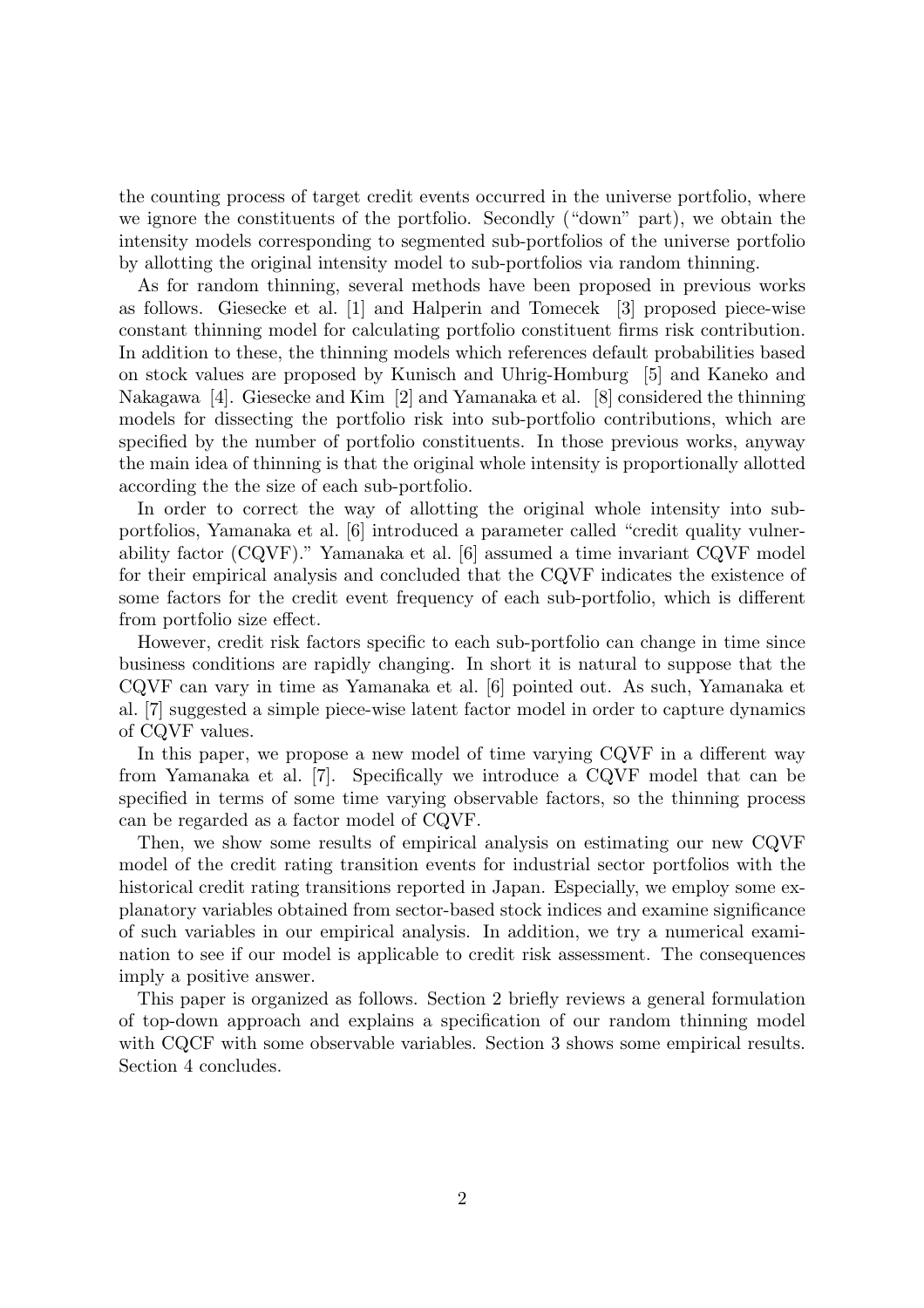the counting process of target credit events occurred in the universe portfolio, where we ignore the constituents of the portfolio. Secondly ("down" part), we obtain the intensity models corresponding to segmented sub-portfolios of the universe portfolio by allotting the original intensity model to sub-portfolios via random thinning.

As for random thinning, several methods have been proposed in previous works as follows. Giesecke et al. [1] and Halperin and Tomecek [3] proposed piece-wise constant thinning model for calculating portfolio constituent firms risk contribution. In addition to these, the thinning models which references default probabilities based on stock values are proposed by Kunisch and Uhrig-Homburg [5] and Kaneko and Nakagawa [4]. Giesecke and Kim [2] and Yamanaka et al. [8] considered the thinning models for dissecting the portfolio risk into sub-portfolio contributions, which are specified by the number of portfolio constituents. In those previous works, anyway the main idea of thinning is that the original whole intensity is proportionally allotted according the the size of each sub-portfolio.

In order to correct the way of allotting the original whole intensity into sub-portfolios, Yamanaka et al. [6] introduced a parameter called "credit quality vulnerability factor (CQVF)." Yamanaka et al. [6] assumed a time invariant CQVF model for their empirical analysis and concluded that the CQVF indicates the existence of some factors for the credit event frequency of each sub-portfolio, which is different from portfolio size effect.

However, credit risk factors specific to each sub-portfolio can change in time since business conditions are rapidly changing. In short it is natural to suppose that the CQVF can vary in time as Yamanaka et al. [6] pointed out. As such, Yamanaka et al. [7] suggested a simple piece-wise latent factor model in order to capture dynamics of CQVF values.

In this paper, we propose a new model of time varying CQVF in a different way from Yamanaka et al. [7]. Specifically we introduce a CQVF model that can be specified in terms of some time varying observable factors, so the thinning process can be regarded as a factor model of CQVF.

Then, we show some results of empirical analysis on estimating our new CQVF model of the credit rating transition events for industrial sector portfolios with the historical credit rating transitions reported in Japan. Especially, we employ some explanatory variables obtained from sector-based stock indices and examine significance of such variables in our empirical analysis. In addition, we try a numerical examination to see if our model is applicable to credit risk assessment. The consequences imply a positive answer.

This paper is organized as follows. Section 2 briefly reviews a general formulation of top-down approach and explains a specification of our random thinning model with CQCF with some observable variables. Section 3 shows some empirical results. Section 4 concludes.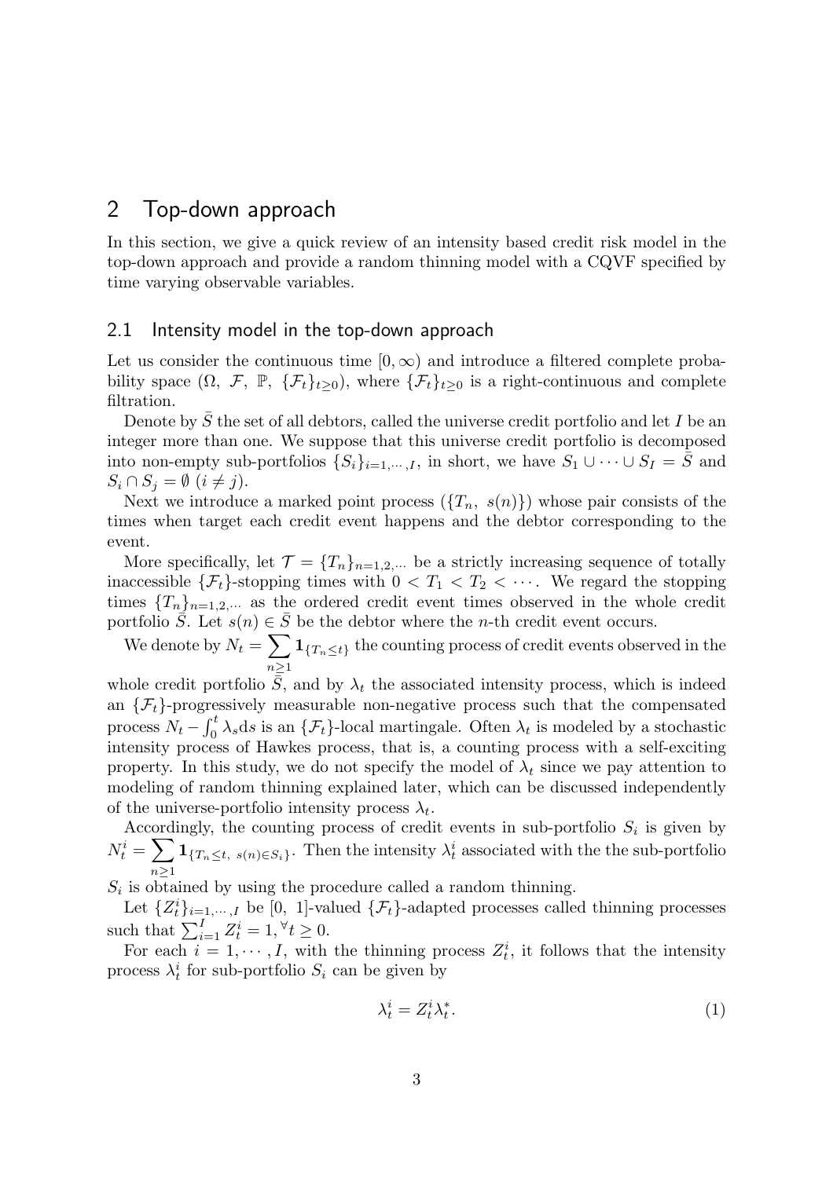## 2 Top-down approach

In this section, we give a quick review of an intensity based credit risk model in the top-down approach and provide a random thinning model with a CQVF specified by time varying observable variables.

### 2.1 Intensity model in the top-down approach

Let us consider the continuous time $[0, \infty)$ and introduce a filtered complete probability space $(\Omega, \mathcal{F}, \mathbb{P}, \{\mathcal{F}_t\}_{t \geq 0})$, where $\{\mathcal{F}_t\}_{t \geq 0}$ is a right-continuous and complete filtration.

Denote by $\bar{S}$ the set of all debtors, called the universe credit portfolio and let $I$ be an integer more than one. We suppose that this universe credit portfolio is decomposed into non-empty sub-portfolios $\{S_i\}_{i=1,\cdots,I}$, in short, we have $S_1 \cup \cdots \cup S_I = \bar{S}$ and $S_i \cap S_j = \emptyset$ $(i \neq j)$.

Next we introduce a marked point process $(\{T_n, s(n)\})$ whose pair consists of the times when target each credit event happens and the debtor corresponding to the event.

More specifically, let $\mathcal{T} = \{T_n\}_{n=1,2,\cdots}$ be a strictly increasing sequence of totally inaccessible $\{\mathcal{F}_t\}$-stopping times with $0 < T_1 < T_2 < \cdots$. We regard the stopping times $\{T_n\}_{n=1,2,\cdots}$ as the ordered credit event times observed in the whole credit portfolio $\bar{S}$. Let $s(n) \in \bar{S}$ be the debtor where the $n$-th credit event occurs.

We denote by $N_t = \sum_{n \geq 1} \mathbf{1}_{\{T_n \leq t\}}$ the counting process of credit events observed in the whole credit portfolio $\bar{S}$, and by $\lambda_t$ the associated intensity process, which is indeed an $\{\mathcal{F}_t\}$-progressively measurable non-negative process such that the compensated process $N_t - \int_0^t \lambda_s \mathrm{d}s$ is an $\{\mathcal{F}_t\}$-local martingale. Often $\lambda_t$ is modeled by a stochastic intensity process of Hawkes process, that is, a counting process with a self-exciting property. In this study, we do not specify the model of $\lambda_t$ since we pay attention to modeling of random thinning explained later, which can be discussed independently of the universe-portfolio intensity process $\lambda_t$.

Accordingly, the counting process of credit events in sub-portfolio $S_i$ is given by $N_t^i = \sum_{n \geq 1} \mathbf{1}_{\{T_n \leq t,\ s(n) \in S_i\}}$. Then the intensity $\lambda_t^i$ associated with the the sub-portfolio $S_i$ is obtained by using the procedure called a random thinning.

Let $\{Z_t^i\}_{i=1,\cdots,I}$ be $[0,\ 1]$-valued $\{\mathcal{F}_t\}$-adapted processes called thinning processes such that $\sum_{i=1}^{I} Z_t^i = 1, {}^\forall t \geq 0$.

For each $i = 1, \cdots, I$, with the thinning process $Z_t^i$, it follows that the intensity process $\lambda_t^i$ for sub-portfolio $S_i$ can be given by

$$\lambda_t^i = Z_t^i \lambda_t^*. \tag{1}$$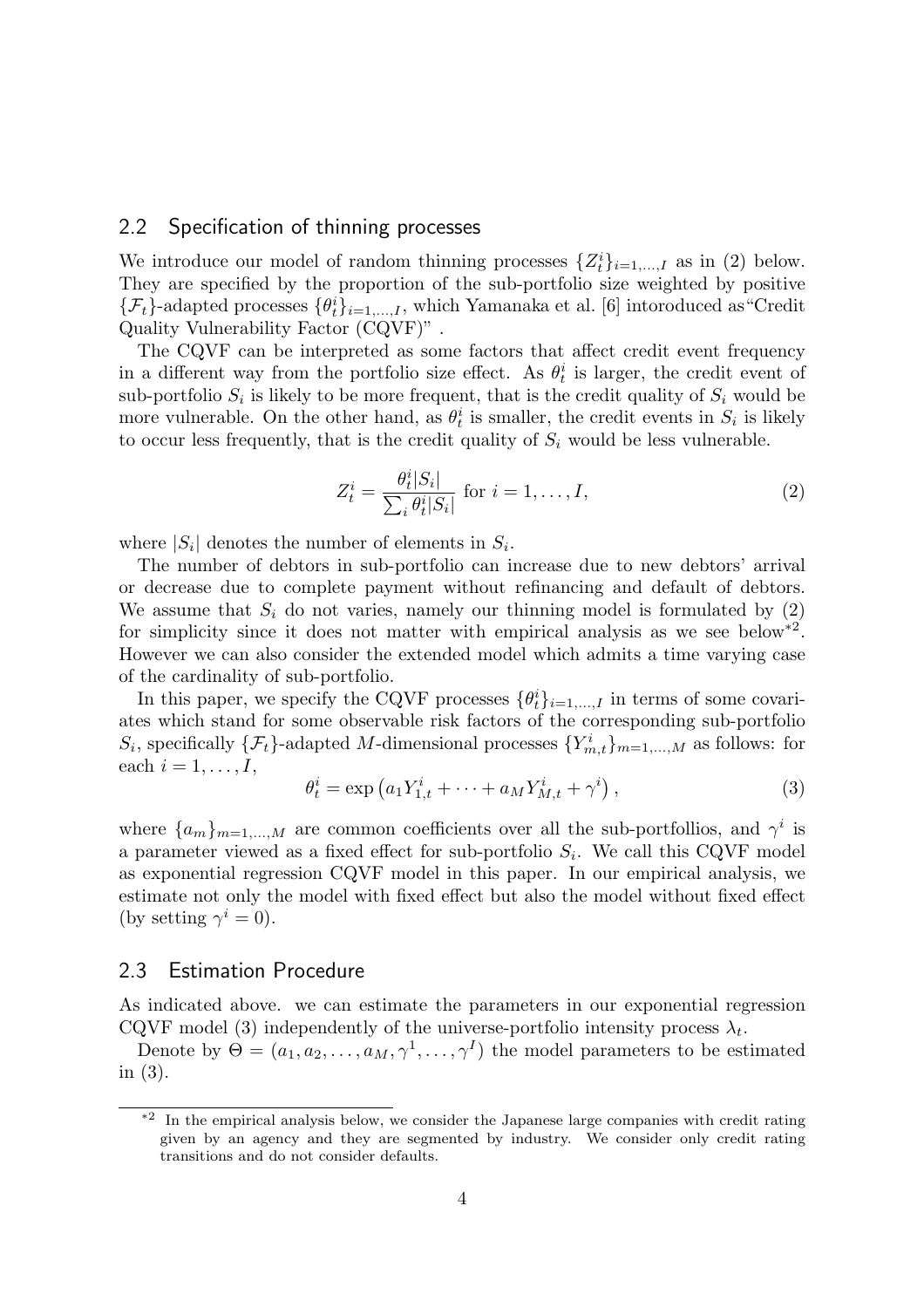## 2.2 Specification of thinning processes

We introduce our model of random thinning processes $\{Z_t^i\}_{i=1,\ldots,I}$ as in (2) below. They are specified by the proportion of the sub-portfolio size weighted by positive $\{\mathcal{F}_t\}$-adapted processes $\{\theta_t^i\}_{i=1,\ldots,I}$, which Yamanaka et al. [6] intoroduced as"Credit Quality Vulnerability Factor (CQVF)" .

The CQVF can be interpreted as some factors that affect credit event frequency in a different way from the portfolio size effect. As $\theta_t^i$ is larger, the credit event of sub-portfolio $S_i$ is likely to be more frequent, that is the credit quality of $S_i$ would be more vulnerable. On the other hand, as $\theta_t^i$ is smaller, the credit events in $S_i$ is likely to occur less frequently, that is the credit quality of $S_i$ would be less vulnerable.

$$Z_t^i = \frac{\theta_t^i |S_i|}{\sum_i \theta_t^i |S_i|} \text{ for } i = 1, \ldots, I, \tag{2}$$

where $|S_i|$ denotes the number of elements in $S_i$.

The number of debtors in sub-portfolio can increase due to new debtors' arrival or decrease due to complete payment without refinancing and default of debtors. We assume that $S_i$ do not varies, namely our thinning model is formulated by (2) for simplicity since it does not matter with empirical analysis as we see below[*2]. However we can also consider the extended model which admits a time varying case of the cardinality of sub-portfolio.

In this paper, we specify the CQVF processes $\{\theta_t^i\}_{i=1,\ldots,I}$ in terms of some covariates which stand for some observable risk factors of the corresponding sub-portfolio $S_i$, specifically $\{\mathcal{F}_t\}$-adapted $M$-dimensional processes $\{Y_{m,t}^i\}_{m=1,\ldots,M}$ as follows: for each $i = 1, \ldots, I$,

$$\theta_t^i = \exp\left(a_1 Y_{1,t}^i + \cdots + a_M Y_{M,t}^i + \gamma^i\right), \tag{3}$$

where $\{a_m\}_{m=1,\ldots,M}$ are common coefficients over all the sub-portfollios, and $\gamma^i$ is a parameter viewed as a fixed effect for sub-portfolio $S_i$. We call this CQVF model as exponential regression CQVF model in this paper. In our empirical analysis, we estimate not only the model with fixed effect but also the model without fixed effect (by setting $\gamma^i = 0$).

## 2.3 Estimation Procedure

As indicated above. we can estimate the parameters in our exponential regression CQVF model (3) independently of the universe-portfolio intensity process $\lambda_t$.

Denote by $\Theta = (a_1, a_2, \ldots, a_M, \gamma^1, \ldots, \gamma^I)$ the model parameters to be estimated in (3).

---

[*2] In the empirical analysis below, we consider the Japanese large companies with credit rating given by an agency and they are segmented by industry. We consider only credit rating transitions and do not consider defaults.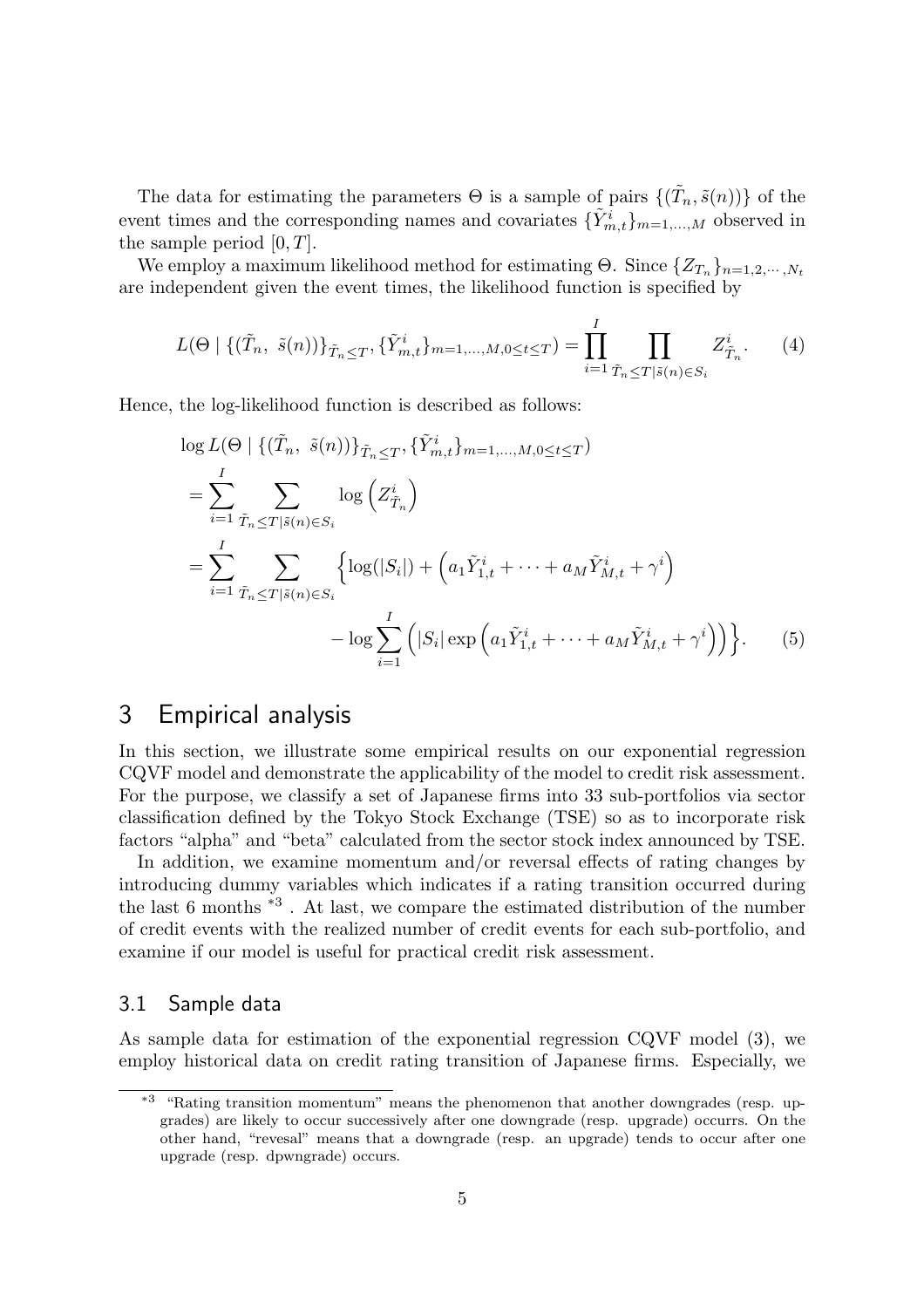The data for estimating the parameters $\Theta$ is a sample of pairs $\{(\tilde{T}_n, \tilde{s}(n))\}$ of the event times and the corresponding names and covariates $\{\tilde{Y}^i_{m,t}\}_{m=1,\dots,M}$ observed in the sample period $[0, T]$.

We employ a maximum likelihood method for estimating $\Theta$. Since $\{Z_{T_n}\}_{n=1,2,\cdots,N_t}$ are independent given the event times, the likelihood function is specified by

$$
L(\Theta \mid \{(\tilde{T}_n,\ \tilde{s}(n))\}_{\tilde{T}_n \le T}, \{\tilde{Y}^i_{m,t}\}_{m=1,\dots,M,0\le t\le T}) = \prod_{i=1}^{I} \prod_{\tilde{T}_n \le T | \tilde{s}(n) \in S_i} Z^i_{\tilde{T}_n}. \tag{4}
$$

Hence, the log-likelihood function is described as follows:

$$
\begin{aligned}
&\log L(\Theta \mid \{(\tilde{T}_n,\ \tilde{s}(n))\}_{\tilde{T}_n \le T}, \{\tilde{Y}^i_{m,t}\}_{m=1,\dots,M,0\le t\le T}) \\
&= \sum_{i=1}^{I} \sum_{\tilde{T}_n \le T | \tilde{s}(n) \in S_i} \log\left(Z^i_{\tilde{T}_n}\right) \\
&= \sum_{i=1}^{I} \sum_{\tilde{T}_n \le T | \tilde{s}(n) \in S_i} \Big\{ \log(|S_i|) + \left(a_1 \tilde{Y}^i_{1,t} + \cdots + a_M \tilde{Y}^i_{M,t} + \gamma^i\right) \\
&\qquad\qquad - \log \sum_{i=1}^{I} \left(|S_i| \exp\left(a_1 \tilde{Y}^i_{1,t} + \cdots + a_M \tilde{Y}^i_{M,t} + \gamma^i\right)\right) \Big\}.
\end{aligned} \tag{5}
$$

## 3 Empirical analysis

In this section, we illustrate some empirical results on our exponential regression CQVF model and demonstrate the applicability of the model to credit risk assessment. For the purpose, we classify a set of Japanese firms into 33 sub-portfolios via sector classification defined by the Tokyo Stock Exchange (TSE) so as to incorporate risk factors "alpha" and "beta" calculated from the sector stock index announced by TSE.

In addition, we examine momentum and/or reversal effects of rating changes by introducing dummy variables which indicates if a rating transition occurred during the last 6 months [*3]. At last, we compare the estimated distribution of the number of credit events with the realized number of credit events for each sub-portfolio, and examine if our model is useful for practical credit risk assessment.

### 3.1 Sample data

As sample data for estimation of the exponential regression CQVF model (3), we employ historical data on credit rating transition of Japanese firms. Especially, we

[*3] "Rating transition momentum" means the phenomenon that another downgrades (resp. upgrades) are likely to occur successively after one downgrade (resp. upgrade) occurrs. On the other hand, "revesal" means that a downgrade (resp. an upgrade) tends to occur after one upgrade (resp. dpwngrade) occurs.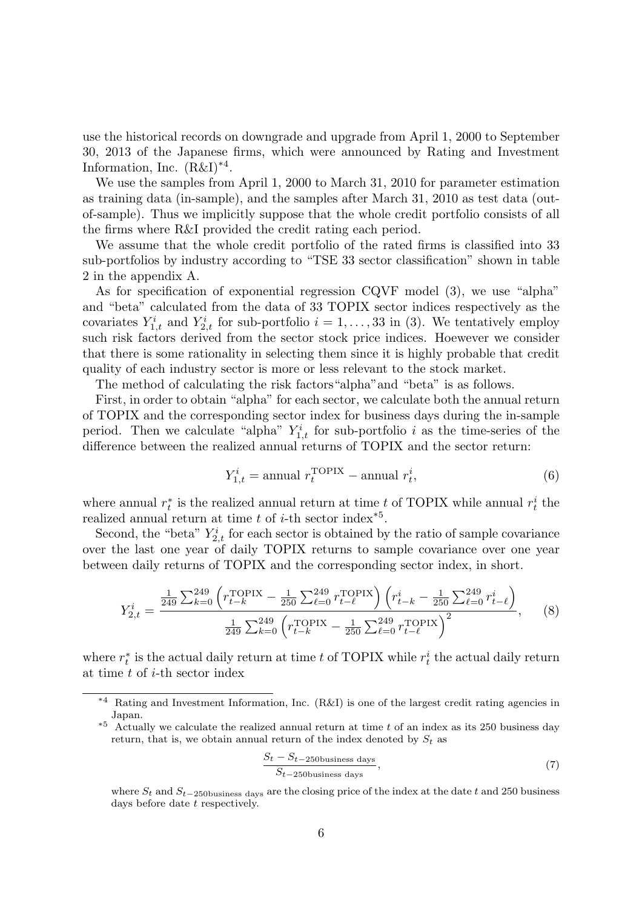use the historical records on downgrade and upgrade from April 1, 2000 to September 30, 2013 of the Japanese firms, which were announced by Rating and Investment Information, Inc. (R&I)[*4].

We use the samples from April 1, 2000 to March 31, 2010 for parameter estimation as training data (in-sample), and the samples after March 31, 2010 as test data (out-of-sample). Thus we implicitly suppose that the whole credit portfolio consists of all the firms where R&I provided the credit rating each period.

We assume that the whole credit portfolio of the rated firms is classified into 33 sub-portfolios by industry according to "TSE 33 sector classification" shown in table 2 in the appendix A.

As for specification of exponential regression CQVF model (3), we use "alpha" and "beta" calculated from the data of 33 TOPIX sector indices respectively as the covariates $Y^i_{1,t}$ and $Y^i_{2,t}$ for sub-portfolio $i = 1, \ldots, 33$ in (3). We tentatively employ such risk factors derived from the sector stock price indices. Hoewever we consider that there is some rationality in selecting them since it is highly probable that credit quality of each industry sector is more or less relevant to the stock market.

The method of calculating the risk factors"alpha"and "beta" is as follows.

First, in order to obtain "alpha" for each sector, we calculate both the annual return of TOPIX and the corresponding sector index for business days during the in-sample period. Then we calculate "alpha" $Y^i_{1,t}$ for sub-portfolio $i$ as the time-series of the difference between the realized annual returns of TOPIX and the sector return:

$$Y^i_{1,t} = \text{annual } r^{\text{TOPIX}}_t - \text{annual } r^i_t, \tag{6}$$

where annual $r^*_t$ is the realized annual return at time $t$ of TOPIX while annual $r^i_t$ the realized annual return at time $t$ of $i$-th sector index[*5].

Second, the "beta" $Y^i_{2,t}$ for each sector is obtained by the ratio of sample covariance over the last one year of daily TOPIX returns to sample covariance over one year between daily returns of TOPIX and the corresponding sector index, in short.

$$Y^i_{2,t} = \frac{\frac{1}{249}\sum_{k=0}^{249}\left(r^{\text{TOPIX}}_{t-k} - \frac{1}{250}\sum_{\ell=0}^{249} r^{\text{TOPIX}}_{t-\ell}\right)\left(r^i_{t-k} - \frac{1}{250}\sum_{\ell=0}^{249} r^i_{t-\ell}\right)}{\frac{1}{249}\sum_{k=0}^{249}\left(r^{\text{TOPIX}}_{t-k} - \frac{1}{250}\sum_{\ell=0}^{249} r^{\text{TOPIX}}_{t-\ell}\right)^2}, \tag{8}$$

where $r^*_t$ is the actual daily return at time $t$ of TOPIX while $r^i_t$ the actual daily return at time $t$ of $i$-th sector index

---

[*4] Rating and Investment Information, Inc. (R&I) is one of the largest credit rating agencies in Japan.

[*5] Actually we calculate the realized annual return at time $t$ of an index as its 250 business day return, that is, we obtain annual return of the index denoted by $S_t$ as

$$\frac{S_t - S_{t-250\text{business days}}}{S_{t-250\text{business days}}}, \tag{7}$$

where $S_t$ and $S_{t-250\text{business days}}$ are the closing price of the index at the date $t$ and 250 business days before date $t$ respectively.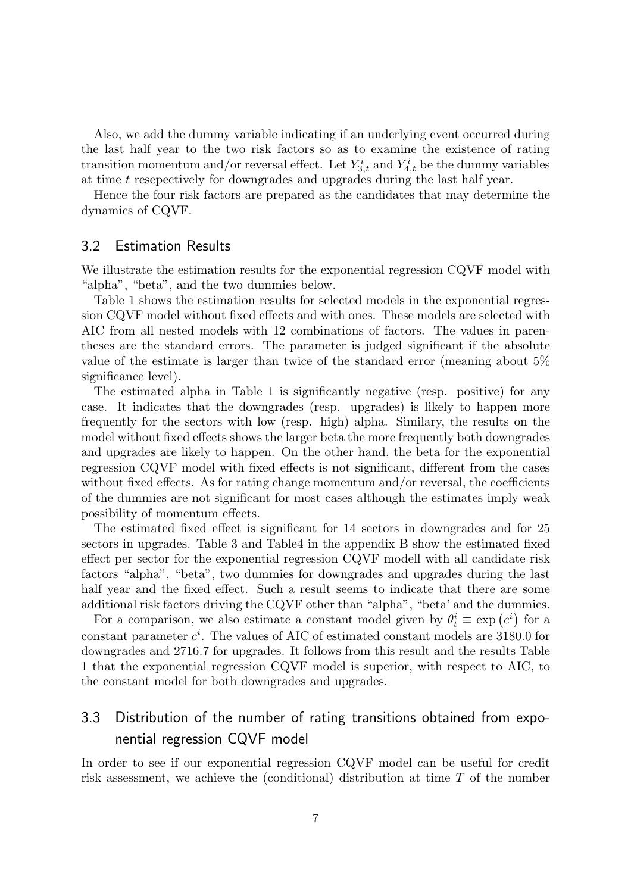Also, we add the dummy variable indicating if an underlying event occurred during the last half year to the two risk factors so as to examine the existence of rating transition momentum and/or reversal effect. Let $Y^i_{3,t}$ and $Y^i_{4,t}$ be the dummy variables at time $t$ resepectively for downgrades and upgrades during the last half year.

Hence the four risk factors are prepared as the candidates that may determine the dynamics of CQVF.

## 3.2 Estimation Results

We illustrate the estimation results for the exponential regression CQVF model with "alpha", "beta", and the two dummies below.

Table 1 shows the estimation results for selected models in the exponential regression CQVF model without fixed effects and with ones. These models are selected with AIC from all nested models with 12 combinations of factors. The values in parentheses are the standard errors. The parameter is judged significant if the absolute value of the estimate is larger than twice of the standard error (meaning about 5% significance level).

The estimated alpha in Table 1 is significantly negative (resp. positive) for any case. It indicates that the downgrades (resp. upgrades) is likely to happen more frequently for the sectors with low (resp. high) alpha. Similary, the results on the model without fixed effects shows the larger beta the more frequently both downgrades and upgrades are likely to happen. On the other hand, the beta for the exponential regression CQVF model with fixed effects is not significant, different from the cases without fixed effects. As for rating change momentum and/or reversal, the coefficients of the dummies are not significant for most cases although the estimates imply weak possibility of momentum effects.

The estimated fixed effect is significant for 14 sectors in downgrades and for 25 sectors in upgrades. Table 3 and Table4 in the appendix B show the estimated fixed effect per sector for the exponential regression CQVF modell with all candidate risk factors "alpha", "beta", two dummies for downgrades and upgrades during the last half year and the fixed effect. Such a result seems to indicate that there are some additional risk factors driving the CQVF other than "alpha", "beta' and the dummies.

For a comparison, we also estimate a constant model given by $\theta^i_t \equiv \exp\left(c^i\right)$ for a constant parameter $c^i$. The values of AIC of estimated constant models are 3180.0 for downgrades and 2716.7 for upgrades. It follows from this result and the results Table 1 that the exponential regression CQVF model is superior, with respect to AIC, to the constant model for both downgrades and upgrades.

## 3.3 Distribution of the number of rating transitions obtained from exponential regression CQVF model

In order to see if our exponential regression CQVF model can be useful for credit risk assessment, we achieve the (conditional) distribution at time $T$ of the number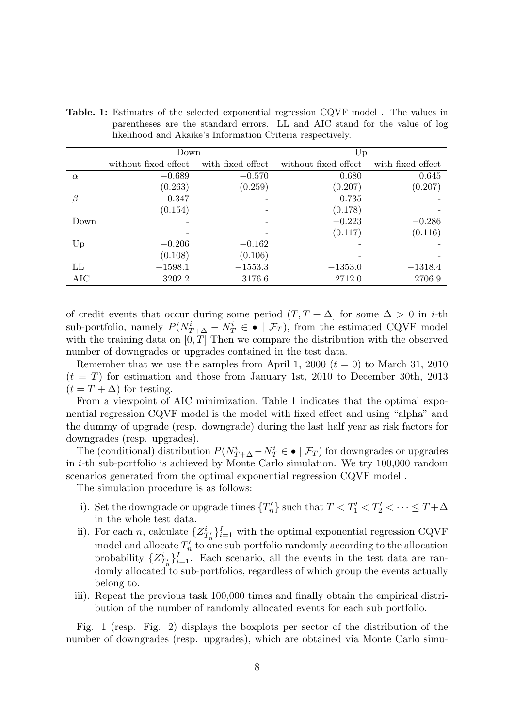**Table. 1:** Estimates of the selected exponential regression CQVF model . The values in parentheses are the standard errors. LL and AIC stand for the value of log likelihood and Akaike's Information Criteria respectively.

| | Down | | Up | |
|---|---|---|---|---|
| | without fixed effect | with fixed effect | without fixed effect | with fixed effect |
| $\alpha$ | $-0.689$ | $-0.570$ | 0.680 | 0.645 |
| | (0.263) | (0.259) | (0.207) | (0.207) |
| $\beta$ | 0.347 | - | 0.735 | - |
| | (0.154) | - | (0.178) | - |
| Down | - | - | $-0.223$ | $-0.286$ |
| | - | - | (0.117) | (0.116) |
| Up | $-0.206$ | $-0.162$ | - | - |
| | (0.108) | (0.106) | - | - |
| LL | $-1598.1$ | $-1553.3$ | $-1353.0$ | $-1318.4$ |
| AIC | 3202.2 | 3176.6 | 2712.0 | 2706.9 |

of credit events that occur during some period $(T, T+\Delta]$ for some $\Delta > 0$ in $i$-th sub-portfolio, namely $P(N^i_{T+\Delta} - N^i_T \in \bullet \mid \mathcal{F}_T)$, from the estimated CQVF model with the training data on $[0, T]$ Then we compare the distribution with the observed number of downgrades or upgrades contained in the test data.

Remember that we use the samples from April 1, 2000 ($t = 0$) to March 31, 2010 ($t = T$) for estimation and those from January 1st, 2010 to December 30th, 2013 ($t = T + \Delta$) for testing.

From a viewpoint of AIC minimization, Table 1 indicates that the optimal exponential regression CQVF model is the model with fixed effect and using "alpha" and the dummy of upgrade (resp. downgrade) during the last half year as risk factors for downgrades (resp. upgrades).

The (conditional) distribution $P(N^i_{T+\Delta} - N^i_T \in \bullet \mid \mathcal{F}_T)$ for downgrades or upgrades in $i$-th sub-portfolio is achieved by Monte Carlo simulation. We try 100,000 random scenarios generated from the optimal exponential regression CQVF model .

The simulation procedure is as follows:

i). Set the downgrade or upgrade times $\{T'_n\}$ such that $T < T'_1 < T'_2 < \cdots \leq T+\Delta$ in the whole test data.

ii). For each $n$, calculate $\{Z^i_{T'_n}\}_{i=1}^I$ with the optimal exponential regression CQVF model and allocate $T'_n$ to one sub-portfolio randomly according to the allocation probability $\{Z^i_{T'_n}\}_{i=1}^I$. Each scenario, all the events in the test data are randomly allocated to sub-portfolios, regardless of which group the events actually belong to.

iii). Repeat the previous task 100,000 times and finally obtain the empirical distribution of the number of randomly allocated events for each sub portfolio.

Fig. 1 (resp. Fig. 2) displays the boxplots per sector of the distribution of the number of downgrades (resp. upgrades), which are obtained via Monte Carlo simu-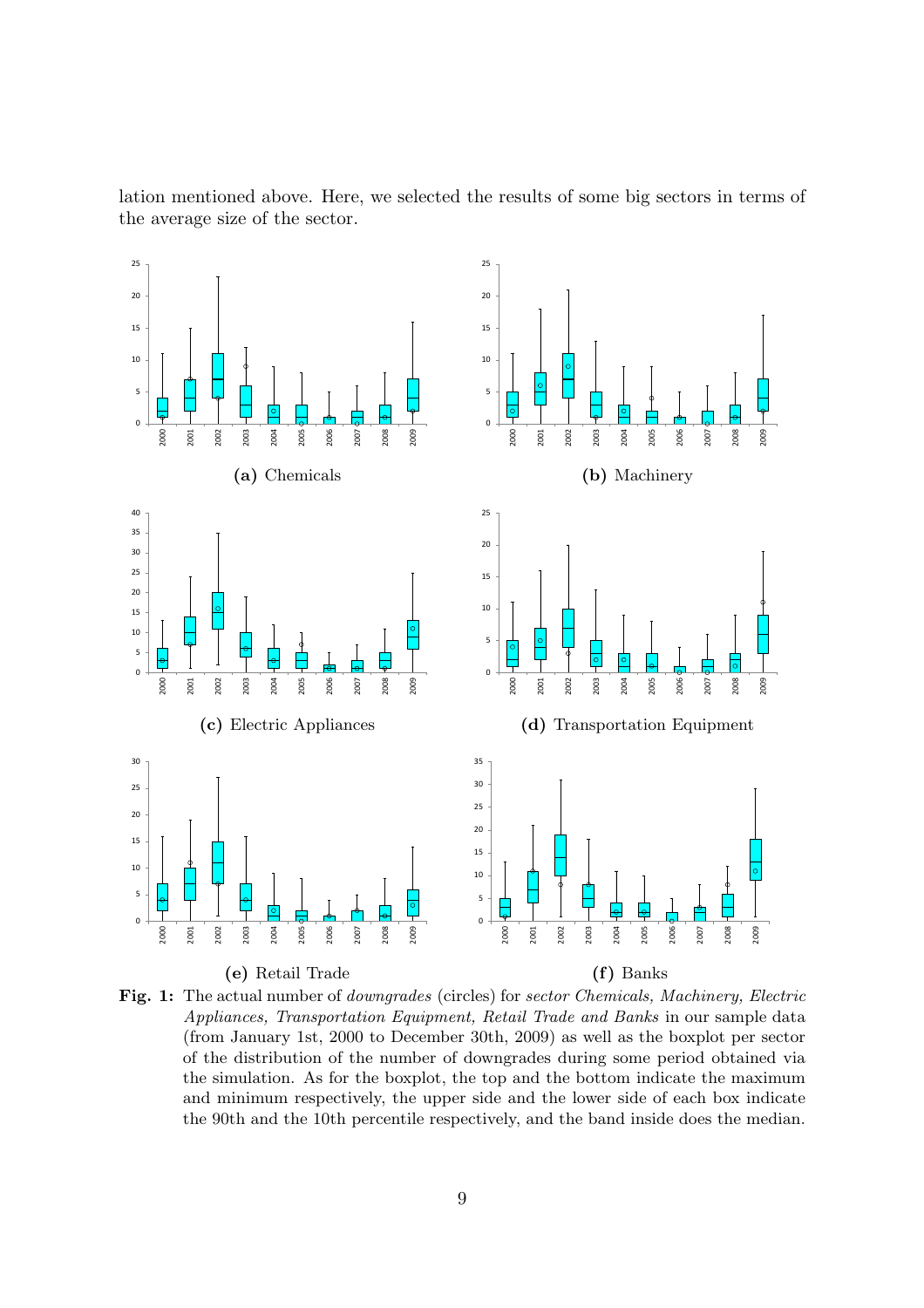lation mentioned above. Here, we selected the results of some big sectors in terms of the average size of the sector.

**(a)** Chemicals

**(b)** Machinery

**(c)** Electric Appliances

**(d)** Transportation Equipment

**(e)** Retail Trade

**(f)** Banks

**Fig. 1:** The actual number of *downgrades* (circles) for *sector Chemicals, Machinery, Electric Appliances, Transportation Equipment, Retail Trade and Banks* in our sample data (from January 1st, 2000 to December 30th, 2009) as well as the boxplot per sector of the distribution of the number of downgrades during some period obtained via the simulation. As for the boxplot, the top and the bottom indicate the maximum and minimum respectively, the upper side and the lower side of each box indicate the 90th and the 10th percentile respectively, and the band inside does the median.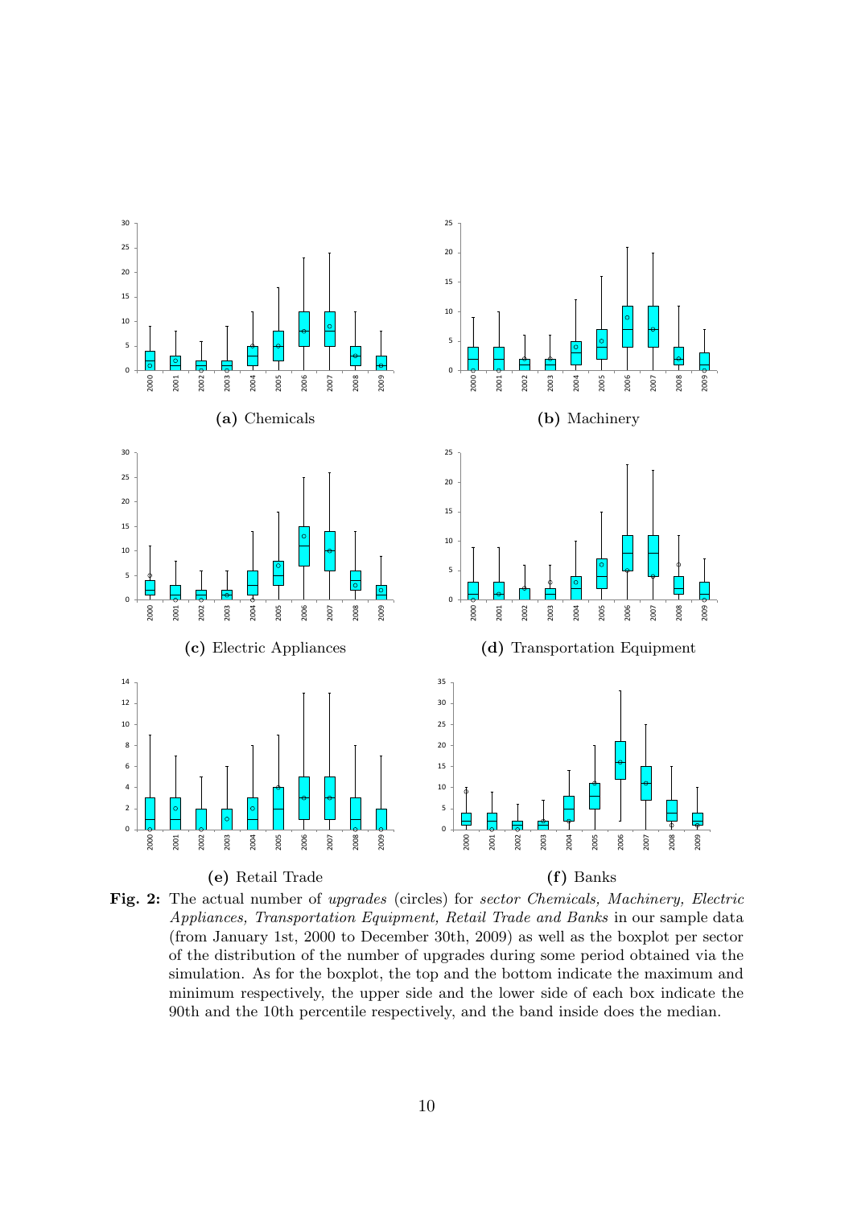(a) Chemicals

(b) Machinery

(c) Electric Appliances

(d) Transportation Equipment

(e) Retail Trade

(f) Banks

**Fig. 2:** The actual number of *upgrades* (circles) for *sector Chemicals, Machinery, Electric Appliances, Transportation Equipment, Retail Trade and Banks* in our sample data (from January 1st, 2000 to December 30th, 2009) as well as the boxplot per sector of the distribution of the number of upgrades during some period obtained via the simulation. As for the boxplot, the top and the bottom indicate the maximum and minimum respectively, the upper side and the lower side of each box indicate the 90th and the 10th percentile respectively, and the band inside does the median.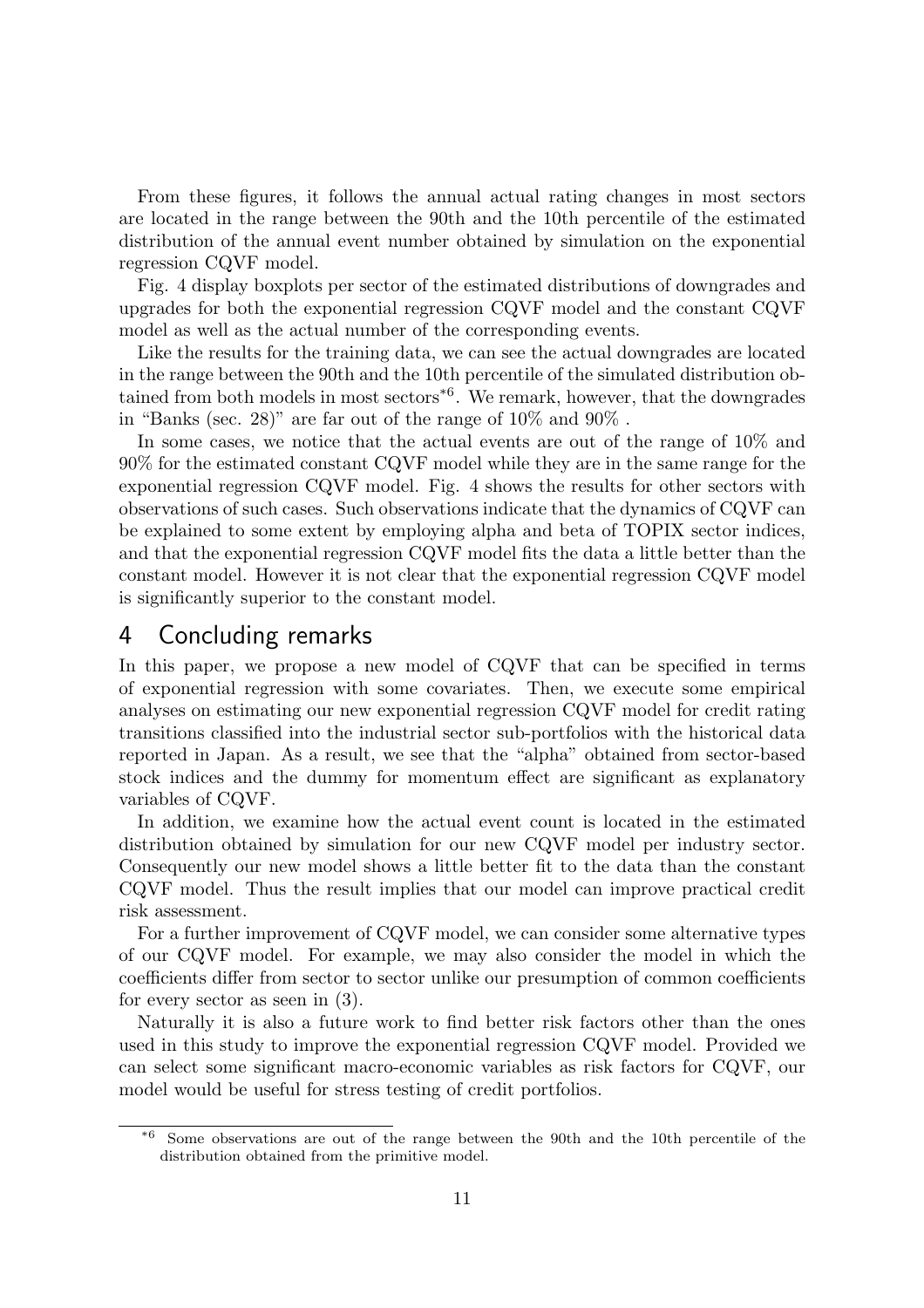From these figures, it follows the annual actual rating changes in most sectors are located in the range between the 90th and the 10th percentile of the estimated distribution of the annual event number obtained by simulation on the exponential regression CQVF model.

Fig. 4 display boxplots per sector of the estimated distributions of downgrades and upgrades for both the exponential regression CQVF model and the constant CQVF model as well as the actual number of the corresponding events.

Like the results for the training data, we can see the actual downgrades are located in the range between the 90th and the 10th percentile of the simulated distribution obtained from both models in most sectors*6. We remark, however, that the downgrades in "Banks (sec. 28)" are far out of the range of 10% and 90% .

In some cases, we notice that the actual events are out of the range of 10% and 90% for the estimated constant CQVF model while they are in the same range for the exponential regression CQVF model. Fig. 4 shows the results for other sectors with observations of such cases. Such observations indicate that the dynamics of CQVF can be explained to some extent by employing alpha and beta of TOPIX sector indices, and that the exponential regression CQVF model fits the data a little better than the constant model. However it is not clear that the exponential regression CQVF model is significantly superior to the constant model.

## 4 Concluding remarks

In this paper, we propose a new model of CQVF that can be specified in terms of exponential regression with some covariates. Then, we execute some empirical analyses on estimating our new exponential regression CQVF model for credit rating transitions classified into the industrial sector sub-portfolios with the historical data reported in Japan. As a result, we see that the "alpha" obtained from sector-based stock indices and the dummy for momentum effect are significant as explanatory variables of CQVF.

In addition, we examine how the actual event count is located in the estimated distribution obtained by simulation for our new CQVF model per industry sector. Consequently our new model shows a little better fit to the data than the constant CQVF model. Thus the result implies that our model can improve practical credit risk assessment.

For a further improvement of CQVF model, we can consider some alternative types of our CQVF model. For example, we may also consider the model in which the coefficients differ from sector to sector unlike our presumption of common coefficients for every sector as seen in (3).

Naturally it is also a future work to find better risk factors other than the ones used in this study to improve the exponential regression CQVF model. Provided we can select some significant macro-economic variables as risk factors for CQVF, our model would be useful for stress testing of credit portfolios.

---

*6 Some observations are out of the range between the 90th and the 10th percentile of the distribution obtained from the primitive model.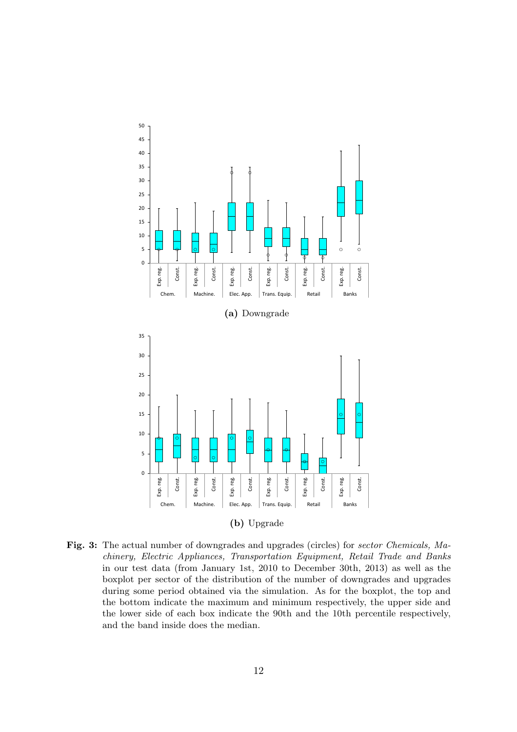(a) Downgrade

(b) Upgrade

**Fig. 3:** The actual number of downgrades and upgrades (circles) for *sector Chemicals, Machinery, Electric Appliances, Transportation Equipment, Retail Trade and Banks* in our test data (from January 1st, 2010 to December 30th, 2013) as well as the boxplot per sector of the distribution of the number of downgrades and upgrades during some period obtained via the simulation. As for the boxplot, the top and the bottom indicate the maximum and minimum respectively, the upper side and the lower side of each box indicate the 90th and the 10th percentile respectively, and the band inside does the median.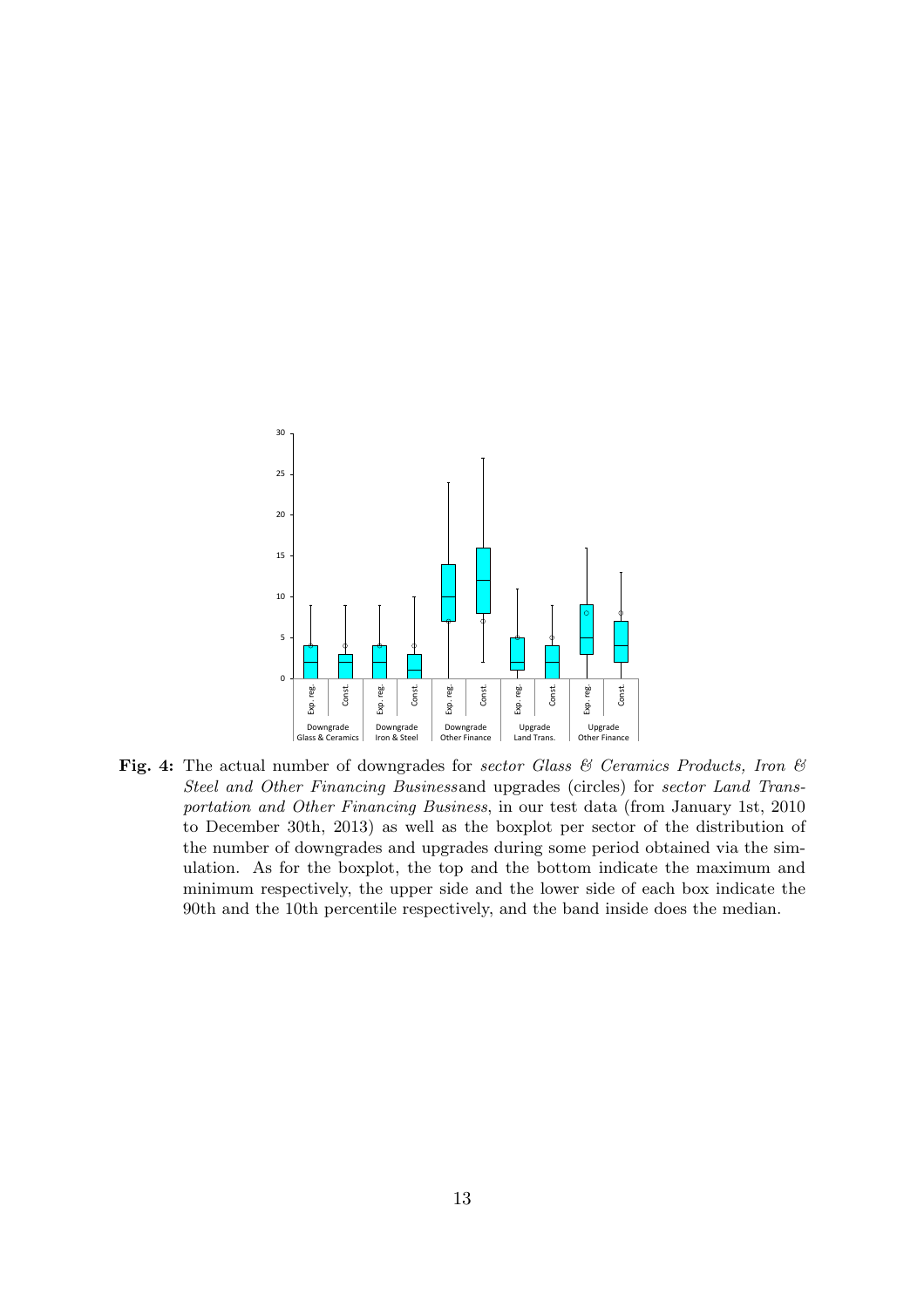**Fig. 4:** The actual number of downgrades for *sector Glass & Ceramics Products, Iron & Steel and Other Financing Business*and upgrades (circles) for *sector Land Transportation and Other Financing Business*, in our test data (from January 1st, 2010 to December 30th, 2013) as well as the boxplot per sector of the distribution of the number of downgrades and upgrades during some period obtained via the simulation. As for the boxplot, the top and the bottom indicate the maximum and minimum respectively, the upper side and the lower side of each box indicate the 90th and the 10th percentile respectively, and the band inside does the median.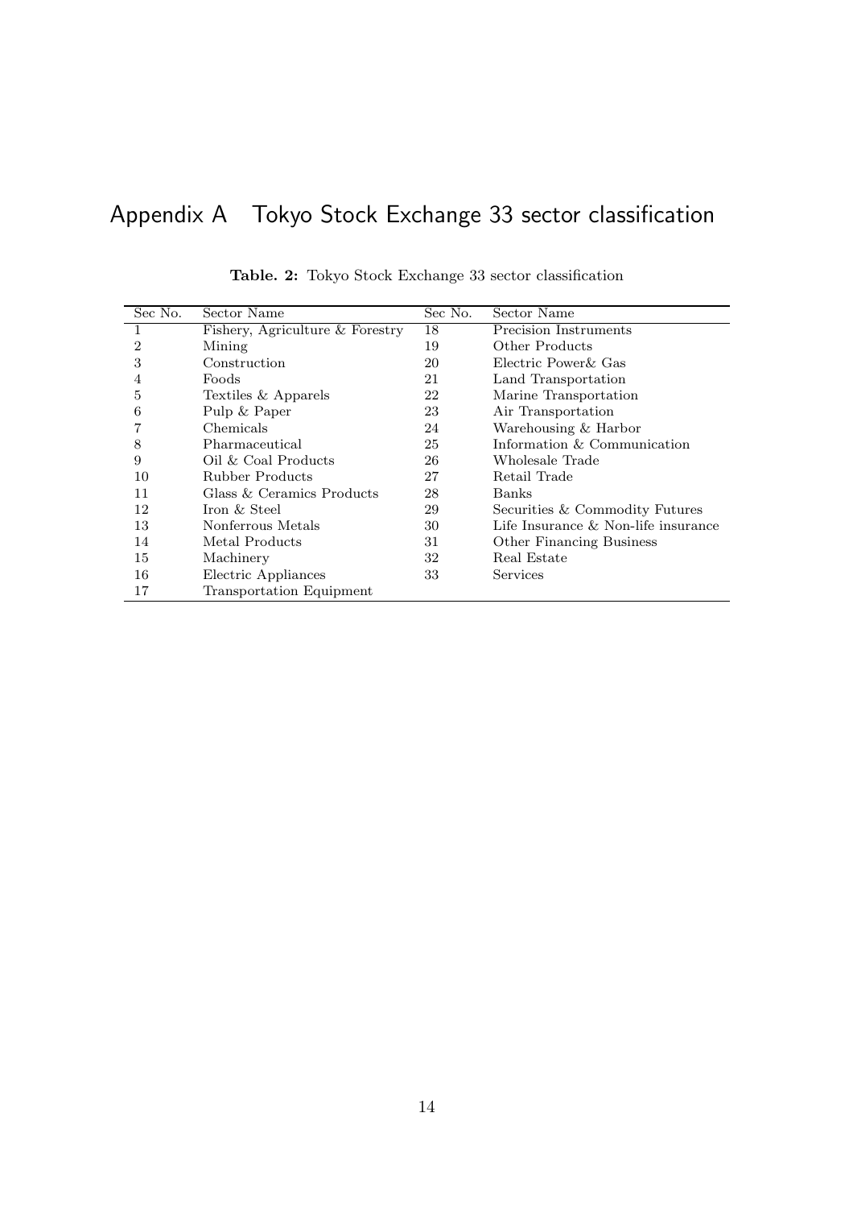# Appendix A Tokyo Stock Exchange 33 sector classification

**Table. 2:** Tokyo Stock Exchange 33 sector classification

| Sec No. | Sector Name | Sec No. | Sector Name |
|---|---|---|---|
| 1 | Fishery, Agriculture & Forestry | 18 | Precision Instruments |
| 2 | Mining | 19 | Other Products |
| 3 | Construction | 20 | Electric Power& Gas |
| 4 | Foods | 21 | Land Transportation |
| 5 | Textiles & Apparels | 22 | Marine Transportation |
| 6 | Pulp & Paper | 23 | Air Transportation |
| 7 | Chemicals | 24 | Warehousing & Harbor |
| 8 | Pharmaceutical | 25 | Information & Communication |
| 9 | Oil & Coal Products | 26 | Wholesale Trade |
| 10 | Rubber Products | 27 | Retail Trade |
| 11 | Glass & Ceramics Products | 28 | Banks |
| 12 | Iron & Steel | 29 | Securities & Commodity Futures |
| 13 | Nonferrous Metals | 30 | Life Insurance & Non-life insurance |
| 14 | Metal Products | 31 | Other Financing Business |
| 15 | Machinery | 32 | Real Estate |
| 16 | Electric Appliances | 33 | Services |
| 17 | Transportation Equipment | | |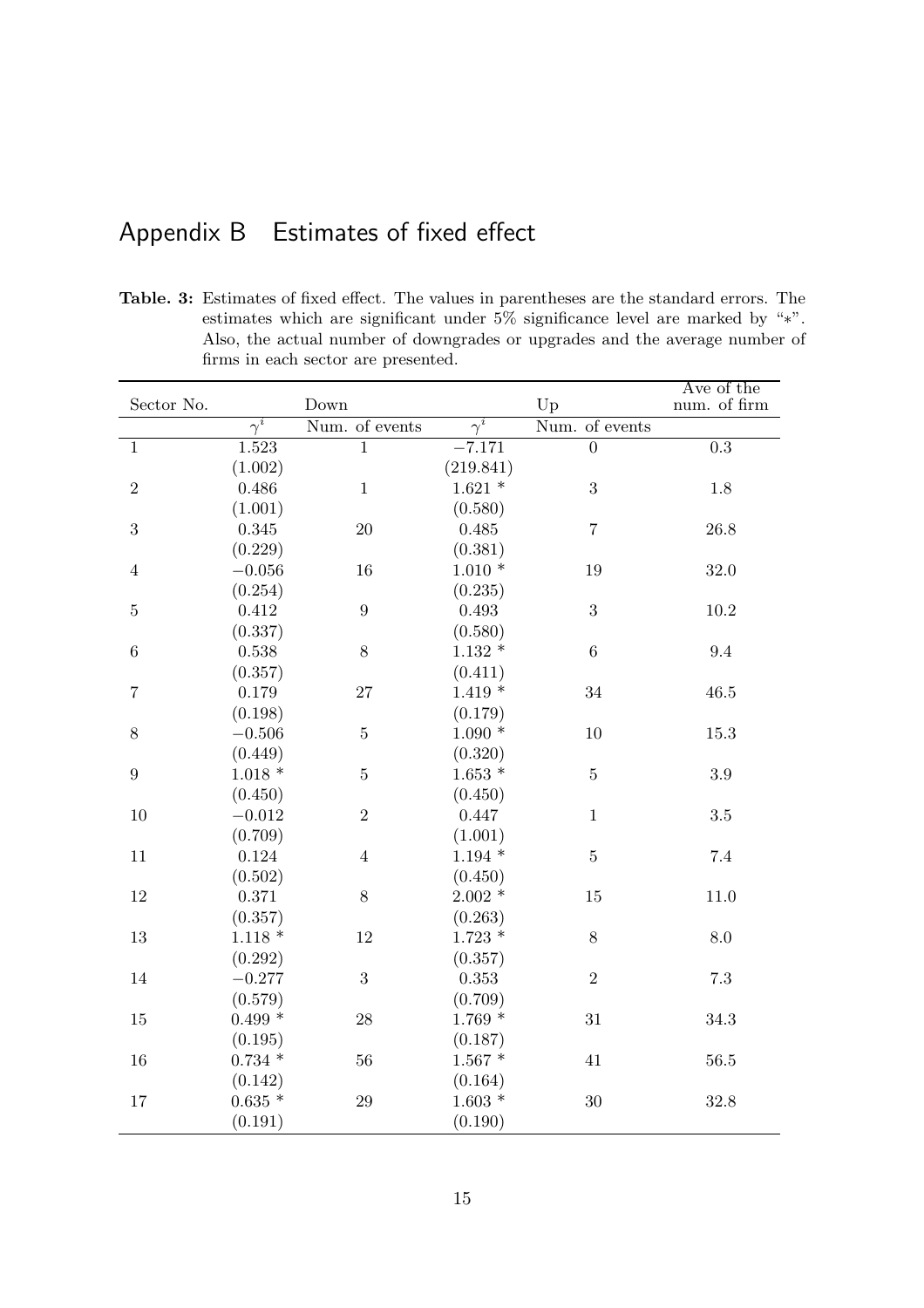## Appendix B Estimates of fixed effect

**Table. 3:** Estimates of fixed effect. The values in parentheses are the standard errors. The estimates which are significant under 5% significance level are marked by "*". Also, the actual number of downgrades or upgrades and the average number of firms in each sector are presented.

| Sector No. | Down | | Up | | Ave of the num. of firm |
|---|---|---|---|---|---|
| | $\gamma^i$ | Num. of events | $\gamma^i$ | Num. of events | |
| 1 | 1.523 | 1 | −7.171 | 0 | 0.3 |
| | (1.002) | | (219.841) | | |
| 2 | 0.486 | 1 | 1.621 * | 3 | 1.8 |
| | (1.001) | | (0.580) | | |
| 3 | 0.345 | 20 | 0.485 | 7 | 26.8 |
| | (0.229) | | (0.381) | | |
| 4 | −0.056 | 16 | 1.010 * | 19 | 32.0 |
| | (0.254) | | (0.235) | | |
| 5 | 0.412 | 9 | 0.493 | 3 | 10.2 |
| | (0.337) | | (0.580) | | |
| 6 | 0.538 | 8 | 1.132 * | 6 | 9.4 |
| | (0.357) | | (0.411) | | |
| 7 | 0.179 | 27 | 1.419 * | 34 | 46.5 |
| | (0.198) | | (0.179) | | |
| 8 | −0.506 | 5 | 1.090 * | 10 | 15.3 |
| | (0.449) | | (0.320) | | |
| 9 | 1.018 * | 5 | 1.653 * | 5 | 3.9 |
| | (0.450) | | (0.450) | | |
| 10 | −0.012 | 2 | 0.447 | 1 | 3.5 |
| | (0.709) | | (1.001) | | |
| 11 | 0.124 | 4 | 1.194 * | 5 | 7.4 |
| | (0.502) | | (0.450) | | |
| 12 | 0.371 | 8 | 2.002 * | 15 | 11.0 |
| | (0.357) | | (0.263) | | |
| 13 | 1.118 * | 12 | 1.723 * | 8 | 8.0 |
| | (0.292) | | (0.357) | | |
| 14 | −0.277 | 3 | 0.353 | 2 | 7.3 |
| | (0.579) | | (0.709) | | |
| 15 | 0.499 * | 28 | 1.769 * | 31 | 34.3 |
| | (0.195) | | (0.187) | | |
| 16 | 0.734 * | 56 | 1.567 * | 41 | 56.5 |
| | (0.142) | | (0.164) | | |
| 17 | 0.635 * | 29 | 1.603 * | 30 | 32.8 |
| | (0.191) | | (0.190) | | |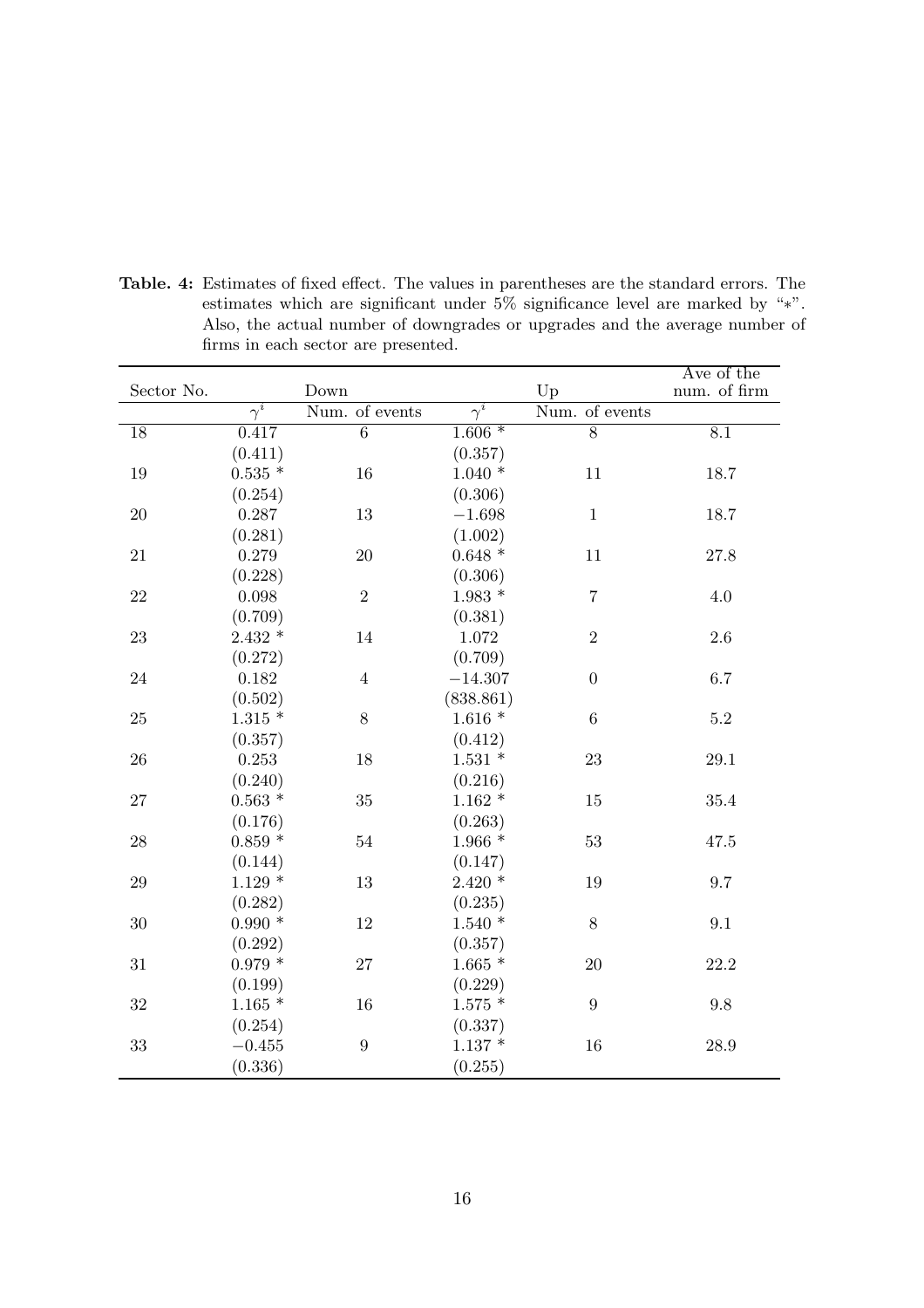**Table. 4:** Estimates of fixed effect. The values in parentheses are the standard errors. The estimates which are significant under 5% significance level are marked by "$*$". Also, the actual number of downgrades or upgrades and the average number of firms in each sector are presented.

| Sector No. | Down | | Up | | Ave of the num. of firm |
|---|---|---|---|---|---|
| | $\gamma^i$ | Num. of events | $\gamma^i$ | Num. of events | |
| 18 | 0.417 | 6 | 1.606 * | 8 | 8.1 |
| | (0.411) | | (0.357) | | |
| 19 | 0.535 * | 16 | 1.040 * | 11 | 18.7 |
| | (0.254) | | (0.306) | | |
| 20 | 0.287 | 13 | $-1.698$ | 1 | 18.7 |
| | (0.281) | | (1.002) | | |
| 21 | 0.279 | 20 | 0.648 * | 11 | 27.8 |
| | (0.228) | | (0.306) | | |
| 22 | 0.098 | 2 | 1.983 * | 7 | 4.0 |
| | (0.709) | | (0.381) | | |
| 23 | 2.432 * | 14 | 1.072 | 2 | 2.6 |
| | (0.272) | | (0.709) | | |
| 24 | 0.182 | 4 | $-14.307$ | 0 | 6.7 |
| | (0.502) | | (838.861) | | |
| 25 | 1.315 * | 8 | 1.616 * | 6 | 5.2 |
| | (0.357) | | (0.412) | | |
| 26 | 0.253 | 18 | 1.531 * | 23 | 29.1 |
| | (0.240) | | (0.216) | | |
| 27 | 0.563 * | 35 | 1.162 * | 15 | 35.4 |
| | (0.176) | | (0.263) | | |
| 28 | 0.859 * | 54 | 1.966 * | 53 | 47.5 |
| | (0.144) | | (0.147) | | |
| 29 | 1.129 * | 13 | 2.420 * | 19 | 9.7 |
| | (0.282) | | (0.235) | | |
| 30 | 0.990 * | 12 | 1.540 * | 8 | 9.1 |
| | (0.292) | | (0.357) | | |
| 31 | 0.979 * | 27 | 1.665 * | 20 | 22.2 |
| | (0.199) | | (0.229) | | |
| 32 | 1.165 * | 16 | 1.575 * | 9 | 9.8 |
| | (0.254) | | (0.337) | | |
| 33 | $-0.455$ | 9 | 1.137 * | 16 | 28.9 |
| | (0.336) | | (0.255) | | |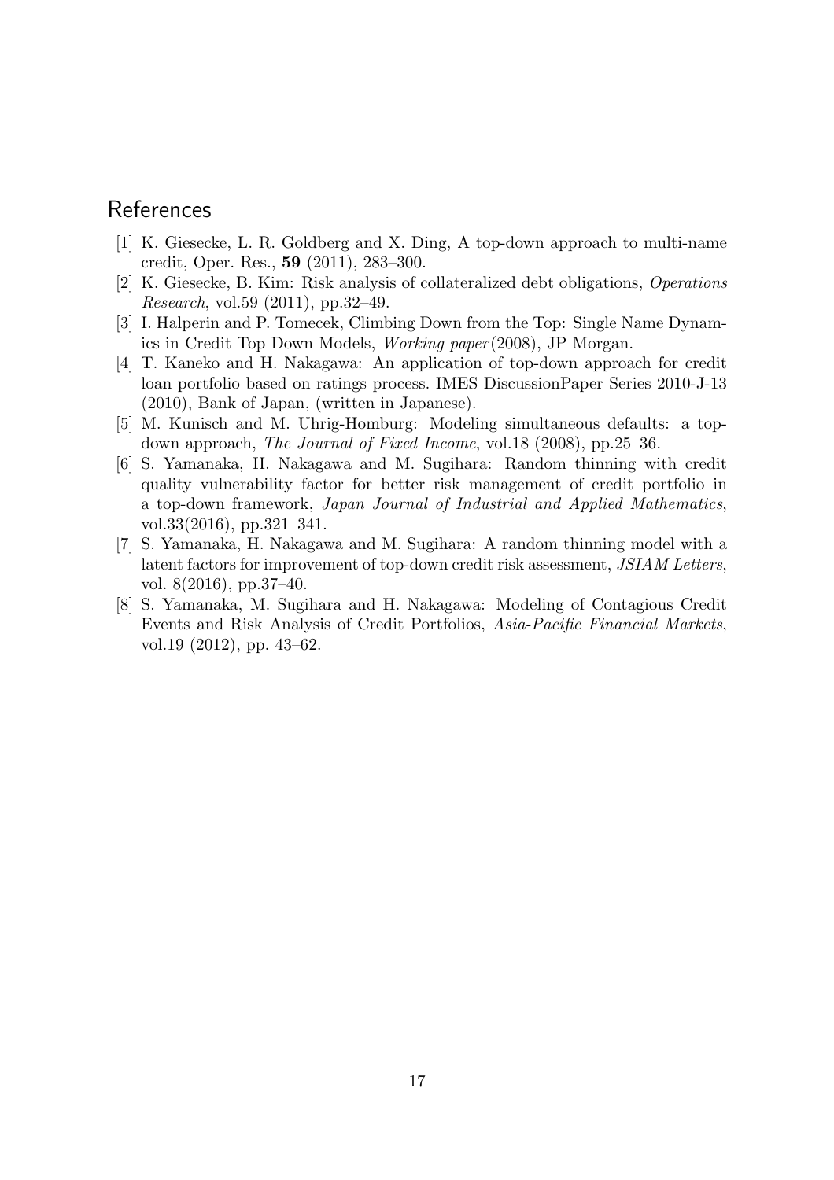## References

[1] K. Giesecke, L. R. Goldberg and X. Ding, A top-down approach to multi-name credit, Oper. Res., **59** (2011), 283–300.

[2] K. Giesecke, B. Kim: Risk analysis of collateralized debt obligations, *Operations Research*, vol.59 (2011), pp.32–49.

[3] I. Halperin and P. Tomecek, Climbing Down from the Top: Single Name Dynamics in Credit Top Down Models, *Working paper*(2008), JP Morgan.

[4] T. Kaneko and H. Nakagawa: An application of top-down approach for credit loan portfolio based on ratings process. IMES DiscussionPaper Series 2010-J-13 (2010), Bank of Japan, (written in Japanese).

[5] M. Kunisch and M. Uhrig-Homburg: Modeling simultaneous defaults: a top-down approach, *The Journal of Fixed Income*, vol.18 (2008), pp.25–36.

[6] S. Yamanaka, H. Nakagawa and M. Sugihara: Random thinning with credit quality vulnerability factor for better risk management of credit portfolio in a top-down framework, *Japan Journal of Industrial and Applied Mathematics*, vol.33(2016), pp.321–341.

[7] S. Yamanaka, H. Nakagawa and M. Sugihara: A random thinning model with a latent factors for improvement of top-down credit risk assessment, *JSIAM Letters*, vol. 8(2016), pp.37–40.

[8] S. Yamanaka, M. Sugihara and H. Nakagawa: Modeling of Contagious Credit Events and Risk Analysis of Credit Portfolios, *Asia-Pacific Financial Markets*, vol.19 (2012), pp. 43–62.